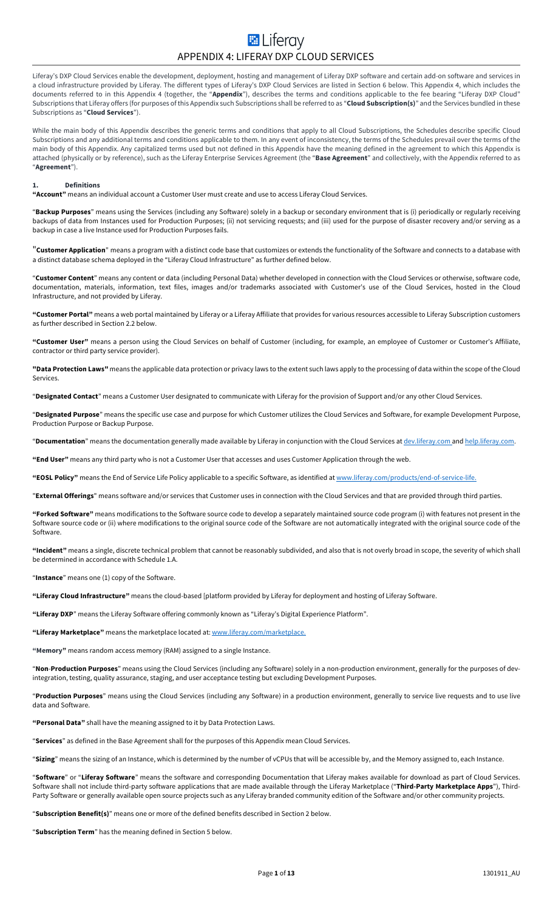# APPENDIX 4: LIFERAY DXP CLOUD SERVICES

Liferay's DXP Cloud Services enable the development, deployment, hosting and management of Liferay DXP software and certain add-on software and services in a cloud infrastructure provided by Liferay. The different types of Liferay's DXP Cloud Services are listed in Section 6 below. This Appendix 4, which includes the documents referred to in this Appendix 4 (together, the "**Appendix**"), describes the terms and conditions applicable to the fee bearing "Liferay DXP Cloud" Subscriptions that Liferay offers (for purposes of this Appendix such Subscriptions shall be referred to as "**Cloud Subscription(s)**" and the Services bundled in these Subscriptions as "**Cloud Services**").

While the main body of this Appendix describes the generic terms and conditions that apply to all Cloud Subscriptions, the Schedules describe specific Cloud Subscriptions and any additional terms and conditions applicable to them. In any event of inconsistency, the terms of the Schedules prevail over the terms of the main body of this Appendix. Any capitalized terms used but not defined in this Appendix have the meaning defined in the agreement to which this Appendix is attached (physically or by reference), such as the Liferay Enterprise Services Agreement (the "**Base Agreement**" and collectively, with the Appendix referred to as "**Agreement**").

## 1. Definitions

**"Account"** means an individual account a Customer User must create and use to access Liferay Cloud Services.

"**Backup Purposes**" means using the Services (including any Software) solely in a backup or secondary environment that is (i) periodically or regularly receiving backups of data from Instances used for Production Purposes; (ii) not servicing requests; and (iii) used for the purpose of disaster recovery and/or serving as a backup in case a live Instance used for Production Purposes fails.

"**Customer Application**" means a program with a distinct code base that customizes or extends the functionality of the Software and connects to a database with a distinct database schema deployed in the "Liferay Cloud Infrastructure" as further defined below.

"**Customer Content**" means any content or data (including Personal Data) whether developed in connection with the Cloud Services or otherwise, software code, documentation, materials, information, text files, images and/or trademarks associated with Customer's use of the Cloud Services, hosted in the Cloud Infrastructure, and not provided by Liferay.

**"Customer Portal"** means a web portal maintained by Liferay or a Liferay Affiliate that provides for various resources accessible to Liferay Subscription customers as further described in Section 2.2 below.

**"Customer User"** means a person using the Cloud Services on behalf of Customer (including, for example, an employee of Customer or Customer's Affiliate, contractor or third party service provider).

**"Data Protection Laws"** means the applicable data protection or privacy laws to the extent such laws apply to the processing of data within the scope of the Cloud Services.

"**Designated Contact**" means a Customer User designated to communicate with Liferay for the provision of Support and/or any other Cloud Services.

"**Designated Purpose**" means the specific use case and purpose for which Customer utilizes the Cloud Services and Software, for example Development Purpose, Production Purpose or Backup Purpose.

"**Documentation**" means the documentation generally made available by Liferay in conjunction with the Cloud Services at dev.liferay.com and help.liferay.com.

**"End User"** means any third party who is not a Customer User that accesses and uses Customer Application through the web.

**"EOSL Policy"** means the End of Service Life Policy applicable to a specific Software, as identified at www.liferay.com/products/end-of-service-life.

"**External Offerings**" means software and/or services that Customer uses in connection with the Cloud Services and that are provided through third parties.

**"Forked Software"** means modifications to the Software source code to develop a separately maintained source code program (i) with features not present in the Software source code or (ii) where modifications to the original source code of the Software are not automatically integrated with the original source code of the Software.

**"Incident"** means a single, discrete technical problem that cannot be reasonably subdivided, and also that is not overly broad in scope, the severity of which shall be determined in accordance with Schedule 1.A.

"**Instance**" means one (1) copy of the Software.

**"Liferay Cloud Infrastructure"** means the cloud-based [platform provided by Liferay for deployment and hosting of Liferay Software.

**"Liferay DXP"** means the Liferay Software offering commonly known as "Liferay's Digital Experience Platform".

**"Liferay Marketplace"** means the marketplace located at: www.liferay.com/marketplace.

**"Memory"** means random access memory (RAM) assigned to a single Instance.

"**Non-Production Purposes**" means using the Cloud Services (including any Software) solely in a non-production environment, generally for the purposes of dev-integration, testing, quality assurance, staging, and user acceptance testing but excluding Development Purposes.

"**Production Purposes**" means using the Cloud Services (including any Software) in a production environment, generally to service live requests and to use live data and Software.

**"Personal Data"** shall have the meaning assigned to it by Data Protection Laws.

"**Services**" as defined in the Base Agreement shall for the purposes of this Appendix mean Cloud Services.

"**Sizing**" means the sizing of an Instance, which is determined by the number of vCPUs that will be accessible by, and the Memory assigned to, each Instance.

"**Software**" or "**Liferay Software**" means the software and corresponding Documentation that Liferay makes available for download as part of Cloud Services. Software shall not include third-party software applications that are made available through the Liferay Marketplace ("**Third-Party Marketplace Apps**"), Third-Party Software or generally available open source projects such as any Liferay branded community edition of the Software and/or other community projects.

"**Subscription Benefit(s)**" means one or more of the defined benefits described in Section 2 below.

"**Subscription Term**" has the meaning defined in Section 5 below.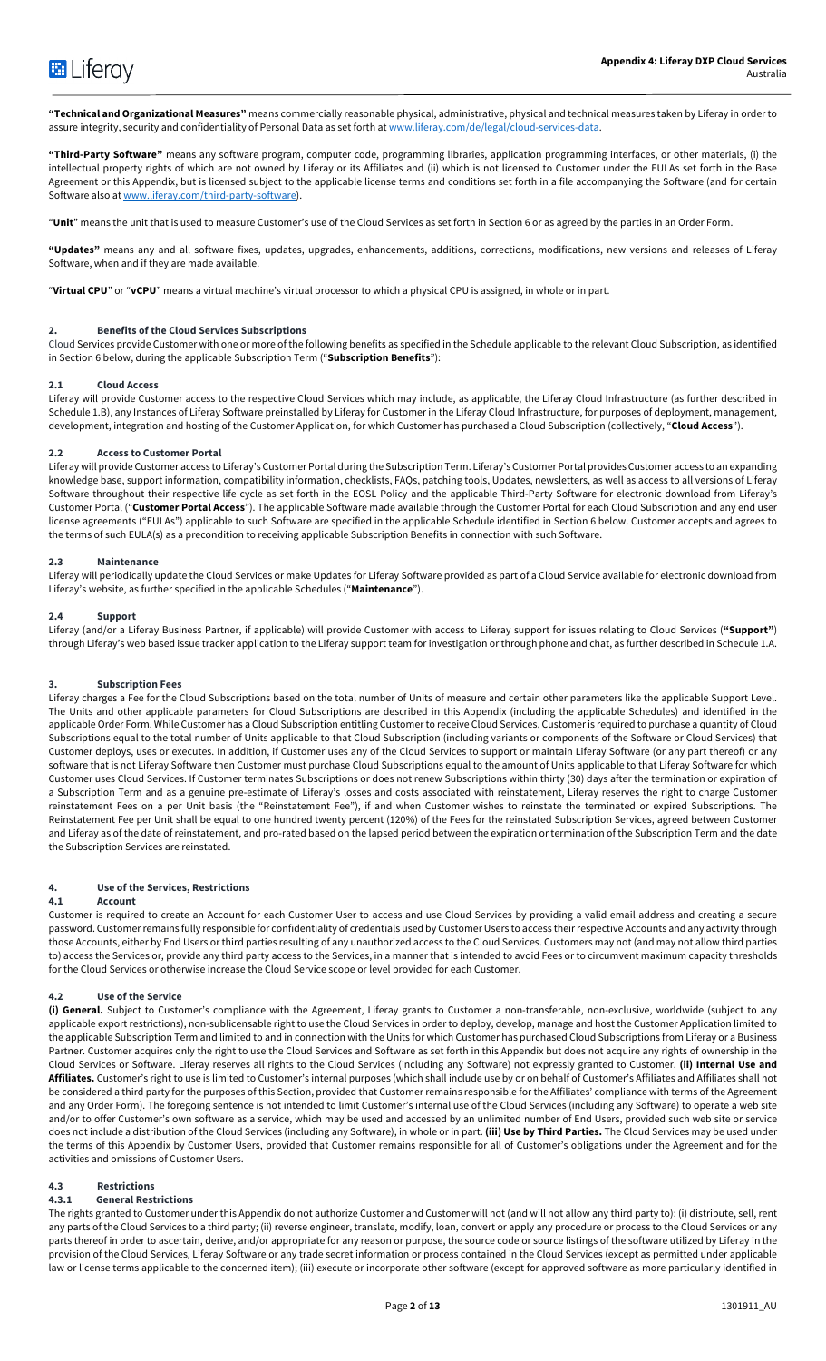**"Technical and Organizational Measures"** means commercially reasonable physical, administrative, physical and technical measures taken by Liferay in order to assure integrity, security and confidentiality of Personal Data as set forth at www.liferay.com/de/legal/cloud-services-data.

**"Third-Party Software"** means any software program, computer code, programming libraries, application programming interfaces, or other materials, (i) the intellectual property rights of which are not owned by Liferay or its Affiliates and (ii) which is not licensed to Customer under the EULAs set forth in the Base Agreement or this Appendix, but is licensed subject to the applicable license terms and conditions set forth in a file accompanying the Software (and for certain Software also at www.liferay.com/third-party-software).

"**Unit**" means the unit that is used to measure Customer's use of the Cloud Services as set forth in Section 6 or as agreed by the parties in an Order Form.

**"Updates"** means any and all software fixes, updates, upgrades, enhancements, additions, corrections, modifications, new versions and releases of Liferay Software, when and if they are made available.

"**Virtual CPU**" or "**vCPU**" means a virtual machine's virtual processor to which a physical CPU is assigned, in whole or in part.

## 2. Benefits of the Cloud Services Subscriptions

Cloud Services provide Customer with one or more of the following benefits as specified in the Schedule applicable to the relevant Cloud Subscription, as identified in Section 6 below, during the applicable Subscription Term ("**Subscription Benefits**"):

### 2.1 Cloud Access

Liferay will provide Customer access to the respective Cloud Services which may include, as applicable, the Liferay Cloud Infrastructure (as further described in Schedule 1.B), any Instances of Liferay Software preinstalled by Liferay for Customer in the Liferay Cloud Infrastructure, for purposes of deployment, management, development, integration and hosting of the Customer Application, for which Customer has purchased a Cloud Subscription (collectively, "**Cloud Access**").

### 2.2 Access to Customer Portal

Liferay will provide Customer access to Liferay's Customer Portal during the Subscription Term. Liferay's Customer Portal provides Customer access to an expanding knowledge base, support information, compatibility information, checklists, FAQs, patching tools, Updates, newsletters, as well as access to all versions of Liferay Software throughout their respective life cycle as set forth in the EOSL Policy and the applicable Third-Party Software for electronic download from Liferay's Customer Portal ("**Customer Portal Access**"). The applicable Software made available through the Customer Portal for each Cloud Subscription and any end user license agreements ("EULAs") applicable to such Software are specified in the applicable Schedule identified in Section 6 below. Customer accepts and agrees to the terms of such EULA(s) as a precondition to receiving applicable Subscription Benefits in connection with such Software.

### 2.3 Maintenance

Liferay will periodically update the Cloud Services or make Updates for Liferay Software provided as part of a Cloud Service available for electronic download from Liferay's website, as further specified in the applicable Schedules ("**Maintenance**").

### 2.4 Support

Liferay (and/or a Liferay Business Partner, if applicable) will provide Customer with access to Liferay support for issues relating to Cloud Services (**"Support"**) through Liferay's web based issue tracker application to the Liferay support team for investigation or through phone and chat, as further described in Schedule 1.A.

## 3. Subscription Fees

Liferay charges a Fee for the Cloud Subscriptions based on the total number of Units of measure and certain other parameters like the applicable Support Level. The Units and other applicable parameters for Cloud Subscriptions are described in this Appendix (including the applicable Schedules) and identified in the applicable Order Form. While Customer has a Cloud Subscription entitling Customer to receive Cloud Services, Customer is required to purchase a quantity of Cloud Subscriptions equal to the total number of Units applicable to that Cloud Subscription (including variants or components of the Software or Cloud Services) that Customer deploys, uses or executes. In addition, if Customer uses any of the Cloud Services to support or maintain Liferay Software (or any part thereof) or any software that is not Liferay Software then Customer must purchase Cloud Subscriptions equal to the amount of Units applicable to that Liferay Software for which Customer uses Cloud Services. If Customer terminates Subscriptions or does not renew Subscriptions within thirty (30) days after the termination or expiration of a Subscription Term and as a genuine pre-estimate of Liferay's losses and costs associated with reinstatement, Liferay reserves the right to charge Customer reinstatement Fees on a per Unit basis (the "Reinstatement Fee"), if and when Customer wishes to reinstate the terminated or expired Subscriptions. The Reinstatement Fee per Unit shall be equal to one hundred twenty percent (120%) of the Fees for the reinstated Subscription Services, agreed between Customer and Liferay as of the date of reinstatement, and pro-rated based on the lapsed period between the expiration or termination of the Subscription Term and the date the Subscription Services are reinstated.

## 4. Use of the Services, Restrictions

### 4.1 Account

Customer is required to create an Account for each Customer User to access and use Cloud Services by providing a valid email address and creating a secure password. Customer remains fully responsible for confidentiality of credentials used by Customer Users to access their respective Accounts and any activity through those Accounts, either by End Users or third parties resulting of any unauthorized access to the Cloud Services. Customers may not (and may not allow third parties to) access the Services or, provide any third party access to the Services, in a manner that is intended to avoid Fees or to circumvent maximum capacity thresholds for the Cloud Services or otherwise increase the Cloud Service scope or level provided for each Customer.

### 4.2 Use of the Service

**(i) General.** Subject to Customer's compliance with the Agreement, Liferay grants to Customer a non-transferable, non-exclusive, worldwide (subject to any applicable export restrictions), non-sublicensable right to use the Cloud Services in order to deploy, develop, manage and host the Customer Application limited to the applicable Subscription Term and limited to and in connection with the Units for which Customer has purchased Cloud Subscriptions from Liferay or a Business Partner. Customer acquires only the right to use the Cloud Services and Software as set forth in this Appendix but does not acquire any rights of ownership in the Cloud Services or Software. Liferay reserves all rights to the Cloud Services (including any Software) not expressly granted to Customer. **(ii) Internal Use and Affiliates.** Customer's right to use is limited to Customer's internal purposes (which shall include use by or on behalf of Customer's Affiliates and Affiliates shall not be considered a third party for the purposes of this Section, provided that Customer remains responsible for the Affiliates' compliance with terms of the Agreement and any Order Form). The foregoing sentence is not intended to limit Customer's internal use of the Cloud Services (including any Software) to operate a web site and/or to offer Customer's own software as a service, which may be used and accessed by an unlimited number of End Users, provided such web site or service does not include a distribution of the Cloud Services (including any Software), in whole or in part. **(iii) Use by Third Parties.** The Cloud Services may be used under the terms of this Appendix by Customer Users, provided that Customer remains responsible for all of Customer's obligations under the Agreement and for the activities and omissions of Customer Users.

### 4.3 Restrictions

#### 4.3.1 General Restrictions

The rights granted to Customer under this Appendix do not authorize Customer and Customer will not (and will not allow any third party to): (i) distribute, sell, rent any parts of the Cloud Services to a third party; (ii) reverse engineer, translate, modify, loan, convert or apply any procedure or process to the Cloud Services or any parts thereof in order to ascertain, derive, and/or appropriate for any reason or purpose, the source code or source listings of the software utilized by Liferay in the provision of the Cloud Services, Liferay Software or any trade secret information or process contained in the Cloud Services (except as permitted under applicable law or license terms applicable to the concerned item); (iii) execute or incorporate other software (except for approved software as more particularly identified in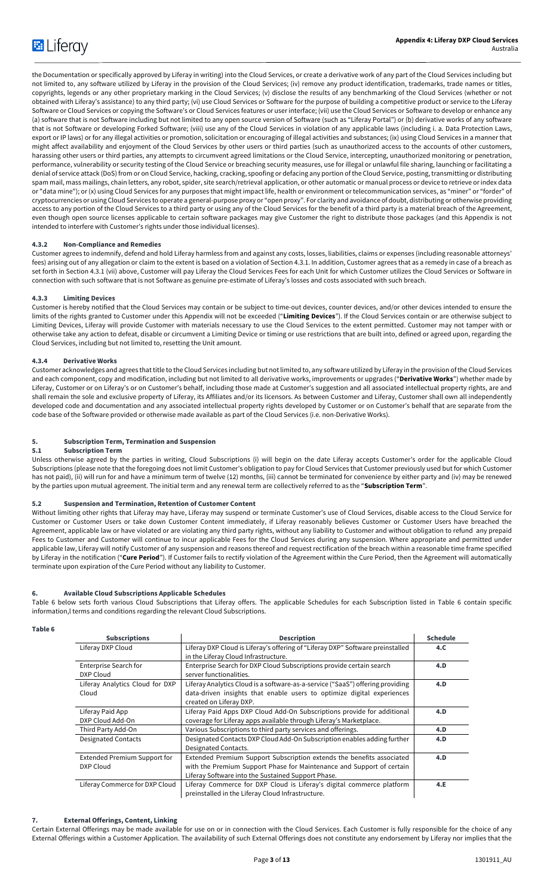the Documentation or specifically approved by Liferay in writing) into the Cloud Services, or create a derivative work of any part of the Cloud Services including but not limited to, any software utilized by Liferay in the provision of the Cloud Services; (iv) remove any product identification, trademarks, trade names or titles, copyrights, legends or any other proprietary marking in the Cloud Services; (v) disclose the results of any benchmarking of the Cloud Services (whether or not obtained with Liferay's assistance) to any third party; (vi) use Cloud Services or Software for the purpose of building a competitive product or service to the Liferay Software or Cloud Services or copying the Software's or Cloud Services features or user interface; (vii) use the Cloud Services or Software to develop or enhance any (a) software that is not Software including but not limited to any open source version of Software (such as "Liferay Portal") or (b) derivative works of any software that is not Software or developing Forked Software; (viii) use any of the Cloud Services in violation of any applicable laws (including i. a. Data Protection Laws, export or IP laws) or for any illegal activities or promotion, solicitation or encouraging of illegal activities and substances; (ix) using Cloud Services in a manner that might affect availability and enjoyment of the Cloud Services by other users or third parties (such as unauthorized access to the accounts of other customers, harassing other users or third parties, any attempts to circumvent agreed limitations or the Cloud Service, intercepting, unauthorized monitoring or penetration, performance, vulnerability or security testing of the Cloud Service or breaching security measures, use for illegal or unlawful file sharing, launching or facilitating a denial of service attack (DoS) from or on Cloud Service, hacking, cracking, spoofing or defacing any portion of the Cloud Service, posting, transmitting or distributing spam mail, mass mailings, chain letters, any robot, spider, site search/retrieval application, or other automatic or manual process or device to retrieve or index data or "data mine"); or (x) using Cloud Services for any purposes that might impact life, health or environment or telecommunication services, as "miner" or "forder" of cryptocurrencies or using Cloud Services to operate a general-purpose proxy or "open proxy". For clarity and avoidance of doubt, distributing or otherwise providing access to any portion of the Cloud Services to a third party or using any of the Cloud Services for the benefit of a third party is a material breach of the Agreement, even though open source licenses applicable to certain software packages may give Customer the right to distribute those packages (and this Appendix is not intended to interfere with Customer's rights under those individual licenses).

#### 4.3.2 Non-Compliance and Remedies

Customer agrees to indemnify, defend and hold Liferay harmless from and against any costs, losses, liabilities, claims or expenses (including reasonable attorneys' fees) arising out of any allegation or claim to the extent is based on a violation of Section 4.3.1. In addition, Customer agrees that as a remedy in case of a breach as set forth in Section 4.3.1 (vii) above, Customer will pay Liferay the Cloud Services Fees for each Unit for which Customer utilizes the Cloud Services or Software in connection with such software that is not Software as genuine pre-estimate of Liferay's losses and costs associated with such breach.

#### 4.3.3 Limiting Devices

Customer is hereby notified that the Cloud Services may contain or be subject to time-out devices, counter devices, and/or other devices intended to ensure the limits of the rights granted to Customer under this Appendix will not be exceeded ("**Limiting Devices**"). If the Cloud Services contain or are otherwise subject to Limiting Devices, Liferay will provide Customer with materials necessary to use the Cloud Services to the extent permitted. Customer may not tamper with or otherwise take any action to defeat, disable or circumvent a Limiting Device or timing or use restrictions that are built into, defined or agreed upon, regarding the Cloud Services, including but not limited to, resetting the Unit amount.

#### 4.3.4 Derivative Works

Customer acknowledges and agrees that title to the Cloud Services including but not limited to, any software utilized by Liferay in the provision of the Cloud Services and each component, copy and modification, including but not limited to all derivative works, improvements or upgrades ("**Derivative Works**") whether made by Liferay, Customer or on Liferay's or on Customer's behalf, including those made at Customer's suggestion and all associated intellectual property rights, are and shall remain the sole and exclusive property of Liferay, its Affiliates and/or its licensors. As between Customer and Liferay, Customer shall own all independently developed code and documentation and any associated intellectual property rights developed by Customer or on Customer's behalf that are separate from the code base of the Software provided or otherwise made available as part of the Cloud Services (i.e. non-Derivative Works).

## 5. Subscription Term, Termination and Suspension

### 5.1 Subscription Term

Unless otherwise agreed by the parties in writing, Cloud Subscriptions (i) will begin on the date Liferay accepts Customer's order for the applicable Cloud Subscriptions (please note that the foregoing does not limit Customer's obligation to pay for Cloud Services that Customer previously used but for which Customer has not paid), (ii) will run for and have a minimum term of twelve (12) months, (iii) cannot be terminated for convenience by either party and (iv) may be renewed by the parties upon mutual agreement. The initial term and any renewal term are collectively referred to as the "**Subscription Term**".

### 5.2 Suspension and Termination, Retention of Customer Content

Without limiting other rights that Liferay may have, Liferay may suspend or terminate Customer's use of Cloud Services, disable access to the Cloud Service for Customer or Customer Users or take down Customer Content immediately, if Liferay reasonably believes Customer or Customer Users have breached the Agreement, applicable law or have violated or are violating any third party rights, without any liability to Customer and without obligation to refund any prepaid Fees to Customer and Customer will continue to incur applicable Fees for the Cloud Services during any suspension. Where appropriate and permitted under applicable law, Liferay will notify Customer of any suspension and reasons thereof and request rectification of the breach within a reasonable time frame specified by Liferay in the notification ("**Cure Period**"). If Customer fails to rectify violation of the Agreement within the Cure Period, then the Agreement will automatically terminate upon expiration of the Cure Period without any liability to Customer.

## 6. Available Cloud Subscriptions Applicable Schedules

Table 6 below sets forth various Cloud Subscriptions that Liferay offers. The applicable Schedules for each Subscription listed in Table 6 contain specific information,l terms and conditions regarding the relevant Cloud Subscriptions.

**Table 6**

| Subscriptions | Description | Schedule |
|---|---|---|
| Liferay DXP Cloud | Liferay DXP Cloud is Liferay's offering of "Liferay DXP" Software preinstalled in the Liferay Cloud Infrastructure. | 4.C |
| Enterprise Search for DXP Cloud | Enterprise Search for DXP Cloud Subscriptions provide certain search server functionalities. | 4.D |
| Liferay Analytics Cloud for DXP Cloud | Liferay Analytics Cloud is a software-as-a-service ("SaaS") offering providing data-driven insights that enable users to optimize digital experiences created on Liferay DXP. | 4.D |
| Liferay Paid App DXP Cloud Add-On | Liferay Paid Apps DXP Cloud Add-On Subscriptions provide for additional coverage for Liferay apps available through Liferay's Marketplace. | 4.D |
| Third Party Add-On | Various Subscriptions to third party services and offerings. | 4.D |
| Designated Contacts | Designated Contacts DXP Cloud Add-On Subscription enables adding further Designated Contacts. | 4.D |
| Extended Premium Support for DXP Cloud | Extended Premium Support Subscription extends the benefits associated with the Premium Support Phase for Maintenance and Support of certain Liferay Software into the Sustained Support Phase. | 4.D |
| Liferay Commerce for DXP Cloud | Liferay Commerce for DXP Cloud is Liferay's digital commerce platform preinstalled in the Liferay Cloud Infrastructure. | 4.E |

## 7. External Offerings, Content, Linking

Certain External Offerings may be made available for use on or in connection with the Cloud Services. Each Customer is fully responsible for the choice of any External Offerings within a Customer Application. The availability of such External Offerings does not constitute any endorsement by Liferay nor implies that the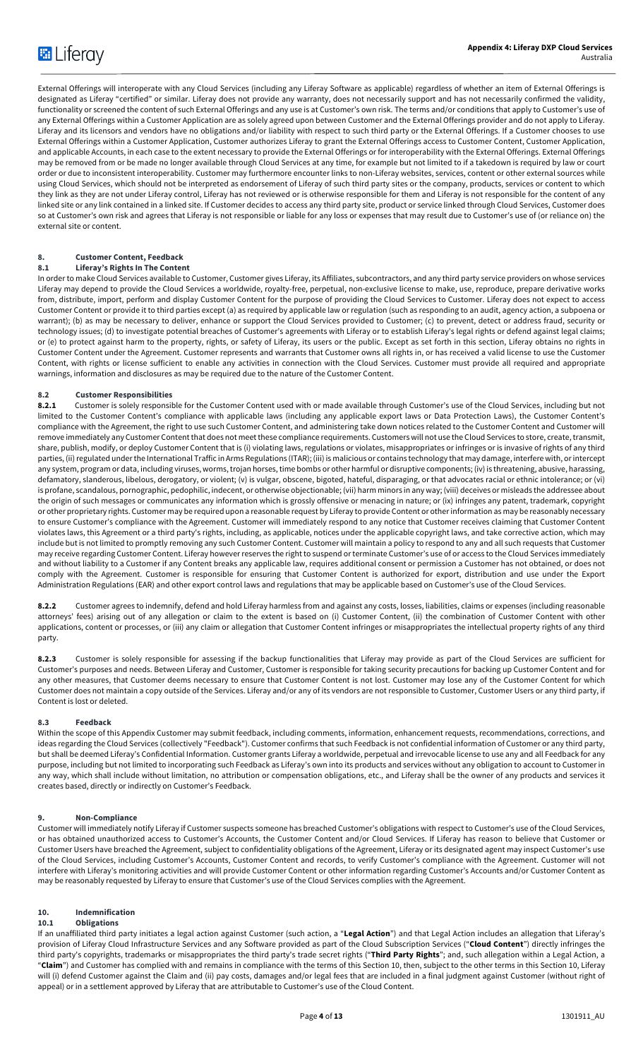External Offerings will interoperate with any Cloud Services (including any Liferay Software as applicable) regardless of whether an item of External Offerings is designated as Liferay "certified" or similar. Liferay does not provide any warranty, does not necessarily support and has not necessarily confirmed the validity, functionality or screened the content of such External Offerings and any use is at Customer's own risk. The terms and/or conditions that apply to Customer's use of any External Offerings within a Customer Application are as solely agreed upon between Customer and the External Offerings provider and do not apply to Liferay. Liferay and its licensors and vendors have no obligations and/or liability with respect to such third party or the External Offerings. If a Customer chooses to use External Offerings within a Customer Application, Customer authorizes Liferay to grant the External Offerings access to Customer Content, Customer Application, and applicable Accounts, in each case to the extent necessary to provide the External Offerings or for interoperability with the External Offerings. External Offerings may be removed from or be made no longer available through Cloud Services at any time, for example but not limited to if a takedown is required by law or court order or due to inconsistent interoperability. Customer may furthermore encounter links to non-Liferay websites, services, content or other external sources while using Cloud Services, which should not be interpreted as endorsement of Liferay of such third party sites or the company, products, services or content to which they link as they are not under Liferay control, Liferay has not reviewed or is otherwise responsible for them and Liferay is not responsible for the content of any linked site or any link contained in a linked site. If Customer decides to access any third party site, product or service linked through Cloud Services, Customer does so at Customer's own risk and agrees that Liferay is not responsible or liable for any loss or expenses that may result due to Customer's use of (or reliance on) the external site or content.

## 8. Customer Content, Feedback

### 8.1 Liferay's Rights In The Content

In order to make Cloud Services available to Customer, Customer gives Liferay, its Affiliates, subcontractors, and any third party service providers on whose services Liferay may depend to provide the Cloud Services a worldwide, royalty-free, perpetual, non-exclusive license to make, use, reproduce, prepare derivative works from, distribute, import, perform and display Customer Content for the purpose of providing the Cloud Services to Customer. Liferay does not expect to access Customer Content or provide it to third parties except (a) as required by applicable law or regulation (such as responding to an audit, agency action, a subpoena or warrant); (b) as may be necessary to deliver, enhance or support the Cloud Services provided to Customer; (c) to prevent, detect or address fraud, security or technology issues; (d) to investigate potential breaches of Customer's agreements with Liferay or to establish Liferay's legal rights or defend against legal claims; or (e) to protect against harm to the property, rights, or safety of Liferay, its users or the public. Except as set forth in this section, Liferay obtains no rights in Customer Content under the Agreement. Customer represents and warrants that Customer owns all rights in, or has received a valid license to use the Customer Content, with rights or license sufficient to enable any activities in connection with the Cloud Services. Customer must provide all required and appropriate warnings, information and disclosures as may be required due to the nature of the Customer Content.

### 8.2 Customer Responsibilities

**8.2.1** Customer is solely responsible for the Customer Content used with or made available through Customer's use of the Cloud Services, including but not limited to the Customer Content's compliance with applicable laws (including any applicable export laws or Data Protection Laws), the Customer Content's compliance with the Agreement, the right to use such Customer Content, and administering take down notices related to the Customer Content and Customer will remove immediately any Customer Content that does not meet these compliance requirements. Customers will not use the Cloud Services to store, create, transmit, share, publish, modify, or deploy Customer Content that is (i) violating laws, regulations or violates, misappropriates or infringes or is invasive of rights of any third parties, (ii) regulated under the International Traffic in Arms Regulations (ITAR); (iii) is malicious or contains technology that may damage, interfere with, or intercept any system, program or data, including viruses, worms, trojan horses, time bombs or other harmful or disruptive components; (iv) is threatening, abusive, harassing, defamatory, slanderous, libelous, derogatory, or violent; (v) is vulgar, obscene, bigoted, hateful, disparaging, or that advocates racial or ethnic intolerance; or (vi) is profane, scandalous, pornographic, pedophilic, indecent, or otherwise objectionable; (vii) harm minors in any way; (viii) deceives or misleads the addressee about the origin of such messages or communicates any information which is grossly offensive or menacing in nature; or (ix) infringes any patent, trademark, copyright or other proprietary rights. Customer may be required upon a reasonable request by Liferay to provide Content or other information as may be reasonably necessary to ensure Customer's compliance with the Agreement. Customer will immediately respond to any notice that Customer receives claiming that Customer Content violates laws, this Agreement or a third party's rights, including, as applicable, notices under the applicable copyright laws, and take corrective action, which may include but is not limited to promptly removing any such Customer Content. Customer will maintain a policy to respond to any and all such requests that Customer may receive regarding Customer Content. Liferay however reserves the right to suspend or terminate Customer's use of or access to the Cloud Services immediately and without liability to a Customer if any Content breaks any applicable law, requires additional consent or permission a Customer has not obtained, or does not comply with the Agreement. Customer is responsible for ensuring that Customer Content is authorized for export, distribution and use under the Export Administration Regulations (EAR) and other export control laws and regulations that may be applicable based on Customer's use of the Cloud Services.

**8.2.2** Customer agrees to indemnify, defend and hold Liferay harmless from and against any costs, losses, liabilities, claims or expenses (including reasonable attorneys' fees) arising out of any allegation or claim to the extent is based on (i) Customer Content, (ii) the combination of Customer Content with other applications, content or processes, or (iii) any claim or allegation that Customer Content infringes or misappropriates the intellectual property rights of any third party.

**8.2.3** Customer is solely responsible for assessing if the backup functionalities that Liferay may provide as part of the Cloud Services are sufficient for Customer's purposes and needs. Between Liferay and Customer, Customer is responsible for taking security precautions for backing up Customer Content and for any other measures, that Customer deems necessary to ensure that Customer Content is not lost. Customer may lose any of the Customer Content for which Customer does not maintain a copy outside of the Services. Liferay and/or any of its vendors are not responsible to Customer, Customer Users or any third party, if Content is lost or deleted.

### 8.3 Feedback

Within the scope of this Appendix Customer may submit feedback, including comments, information, enhancement requests, recommendations, corrections, and ideas regarding the Cloud Services (collectively "Feedback"). Customer confirms that such Feedback is not confidential information of Customer or any third party, but shall be deemed Liferay's Confidential Information. Customer grants Liferay a worldwide, perpetual and irrevocable license to use any and all Feedback for any purpose, including but not limited to incorporating such Feedback as Liferay's own into its products and services without any obligation to account to Customer in any way, which shall include without limitation, no attribution or compensation obligations, etc., and Liferay shall be the owner of any products and services it creates based, directly or indirectly on Customer's Feedback.

## 9. Non-Compliance

Customer will immediately notify Liferay if Customer suspects someone has breached Customer's obligations with respect to Customer's use of the Cloud Services, or has obtained unauthorized access to Customer's Accounts, the Customer Content and/or Cloud Services. If Liferay has reason to believe that Customer or Customer Users have breached the Agreement, subject to confidentiality obligations of the Agreement, Liferay or its designated agent may inspect Customer's use of the Cloud Services, including Customer's Accounts, Customer Content and records, to verify Customer's compliance with the Agreement. Customer will not interfere with Liferay's monitoring activities and will provide Customer Content or other information regarding Customer's Accounts and/or Customer Content as may be reasonably requested by Liferay to ensure that Customer's use of the Cloud Services complies with the Agreement.

## 10. Indemnification

### 10.1 Obligations

If an unaffiliated third party initiates a legal action against Customer (such action, a "**Legal Action**") and that Legal Action includes an allegation that Liferay's provision of Liferay Cloud Infrastructure Services and any Software provided as part of the Cloud Subscription Services ("**Cloud Content**") directly infringes the third party's copyrights, trademarks or misappropriates the third party's trade secret rights ("**Third Party Rights**"; and, such allegation within a Legal Action, a "**Claim**") and Customer has complied with and remains in compliance with the terms of this Section 10, then, subject to the other terms in this Section 10, Liferay will (i) defend Customer against the Claim and (ii) pay costs, damages and/or legal fees that are included in a final judgment against Customer (without right of appeal) or in a settlement approved by Liferay that are attributable to Customer's use of the Cloud Content.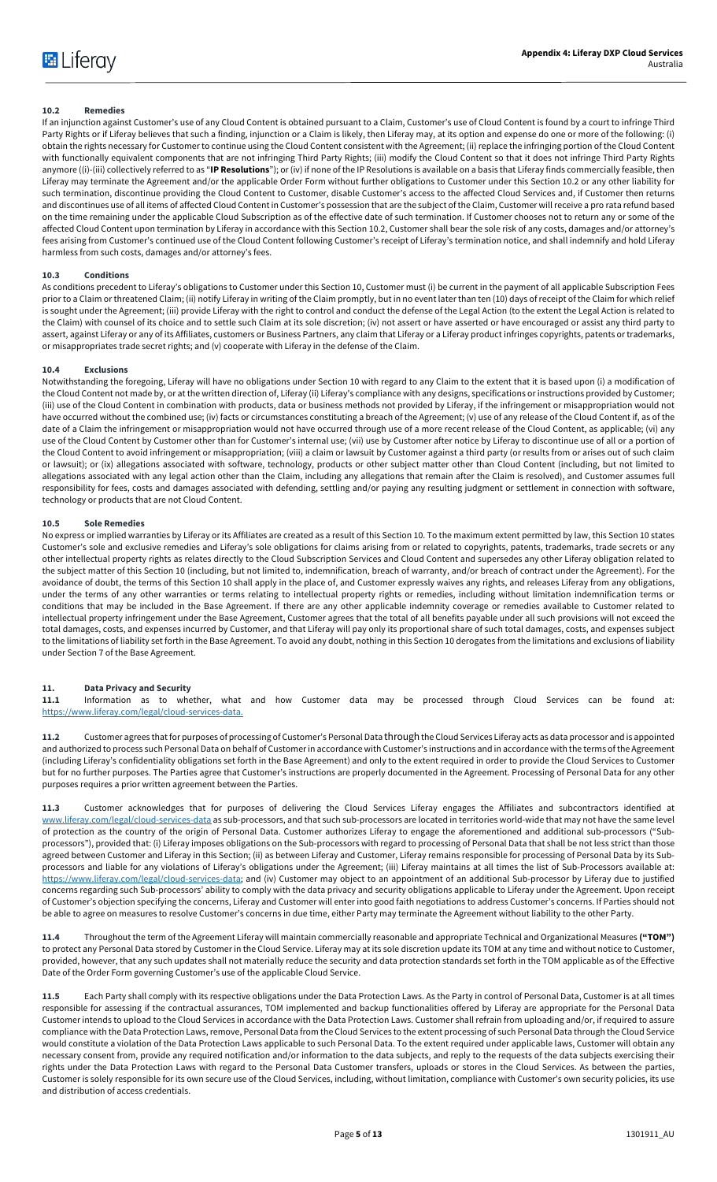### 10.2 Remedies

If an injunction against Customer's use of any Cloud Content is obtained pursuant to a Claim, Customer's use of Cloud Content is found by a court to infringe Third Party Rights or if Liferay believes that such a finding, injunction or a Claim is likely, then Liferay may, at its option and expense do one or more of the following: (i) obtain the rights necessary for Customer to continue using the Cloud Content consistent with the Agreement; (ii) replace the infringing portion of the Cloud Content with functionally equivalent components that are not infringing Third Party Rights; (iii) modify the Cloud Content so that it does not infringe Third Party Rights anymore ((i)-(iii) collectively referred to as "**IP Resolutions**"); or (iv) if none of the IP Resolutions is available on a basis that Liferay finds commercially feasible, then Liferay may terminate the Agreement and/or the applicable Order Form without further obligations to Customer under this Section 10.2 or any other liability for such termination, discontinue providing the Cloud Content to Customer, disable Customer's access to the affected Cloud Services and, if Customer then returns and discontinues use of all items of affected Cloud Content in Customer's possession that are the subject of the Claim, Customer will receive a pro rata refund based on the time remaining under the applicable Cloud Subscription as of the effective date of such termination. If Customer chooses not to return any or some of the affected Cloud Content upon termination by Liferay in accordance with this Section 10.2, Customer shall bear the sole risk of any costs, damages and/or attorney's fees arising from Customer's continued use of the Cloud Content following Customer's receipt of Liferay's termination notice, and shall indemnify and hold Liferay harmless from such costs, damages and/or attorney's fees.

### 10.3 Conditions

As conditions precedent to Liferay's obligations to Customer under this Section 10, Customer must (i) be current in the payment of all applicable Subscription Fees prior to a Claim or threatened Claim; (ii) notify Liferay in writing of the Claim promptly, but in no event later than ten (10) days of receipt of the Claim for which relief is sought under the Agreement; (iii) provide Liferay with the right to control and conduct the defense of the Legal Action (to the extent the Legal Action is related to the Claim) with counsel of its choice and to settle such Claim at its sole discretion; (iv) not assert or have asserted or have encouraged or assist any third party to assert, against Liferay or any of its Affiliates, customers or Business Partners, any claim that Liferay or a Liferay product infringes copyrights, patents or trademarks, or misappropriates trade secret rights; and (v) cooperate with Liferay in the defense of the Claim.

### 10.4 Exclusions

Notwithstanding the foregoing, Liferay will have no obligations under Section 10 with regard to any Claim to the extent that it is based upon (i) a modification of the Cloud Content not made by, or at the written direction of, Liferay (ii) Liferay's compliance with any designs, specifications or instructions provided by Customer; (iii) use of the Cloud Content in combination with products, data or business methods not provided by Liferay, if the infringement or misappropriation would not have occurred without the combined use; (iv) facts or circumstances constituting a breach of the Agreement; (v) use of any release of the Cloud Content if, as of the date of a Claim the infringement or misappropriation would not have occurred through use of a more recent release of the Cloud Content, as applicable; (vi) any use of the Cloud Content by Customer other than for Customer's internal use; (vii) use by Customer after notice by Liferay to discontinue use of all or a portion of the Cloud Content to avoid infringement or misappropriation; (viii) a claim or lawsuit by Customer against a third party (or results from or arises out of such claim or lawsuit); or (ix) allegations associated with software, technology, products or other subject matter other than Cloud Content (including, but not limited to allegations associated with any legal action other than the Claim, including any allegations that remain after the Claim is resolved), and Customer assumes full responsibility for fees, costs and damages associated with defending, settling and/or paying any resulting judgment or settlement in connection with software, technology or products that are not Cloud Content.

### 10.5 Sole Remedies

No express or implied warranties by Liferay or its Affiliates are created as a result of this Section 10. To the maximum extent permitted by law, this Section 10 states Customer's sole and exclusive remedies and Liferay's sole obligations for claims arising from or related to copyrights, patents, trademarks, trade secrets or any other intellectual property rights as relates directly to the Cloud Subscription Services and Cloud Content and supersedes any other Liferay obligation related to the subject matter of this Section 10 (including, but not limited to, indemnification, breach of warranty, and/or breach of contract under the Agreement). For the avoidance of doubt, the terms of this Section 10 shall apply in the place of, and Customer expressly waives any rights, and releases Liferay from any obligations, under the terms of any other warranties or terms relating to intellectual property rights or remedies, including without limitation indemnification terms or conditions that may be included in the Base Agreement. If there are any other applicable indemnity coverage or remedies available to Customer related to intellectual property infringement under the Base Agreement, Customer agrees that the total of all benefits payable under all such provisions will not exceed the total damages, costs, and expenses incurred by Customer, and that Liferay will pay only its proportional share of such total damages, costs, and expenses subject to the limitations of liability set forth in the Base Agreement. To avoid any doubt, nothing in this Section 10 derogates from the limitations and exclusions of liability under Section 7 of the Base Agreement.

## 11. Data Privacy and Security

**11.1** Information as to whether, what and how Customer data may be processed through Cloud Services can be found at: https://www.liferay.com/legal/cloud-services-data.

**11.2** Customer agrees that for purposes of processing of Customer's Personal Data through the Cloud Services Liferay acts as data processor and is appointed and authorized to process such Personal Data on behalf of Customer in accordance with Customer's instructions and in accordance with the terms of the Agreement (including Liferay's confidentiality obligations set forth in the Base Agreement) and only to the extent required in order to provide the Cloud Services to Customer but for no further purposes. The Parties agree that Customer's instructions are properly documented in the Agreement. Processing of Personal Data for any other purposes requires a prior written agreement between the Parties.

**11.3** Customer acknowledges that for purposes of delivering the Cloud Services Liferay engages the Affiliates and subcontractors identified at www.liferay.com/legal/cloud-services-data as sub-processors, and that such sub-processors are located in territories world-wide that may not have the same level of protection as the country of the origin of Personal Data. Customer authorizes Liferay to engage the aforementioned and additional sub-processors ("Sub-processors"), provided that: (i) Liferay imposes obligations on the Sub-processors with regard to processing of Personal Data that shall be not less strict than those agreed between Customer and Liferay in this Section; (ii) as between Liferay and Customer, Liferay remains responsible for processing of Personal Data by its Sub-processors and liable for any violations of Liferay's obligations under the Agreement; (iii) Liferay maintains at all times the list of Sub-Processors available at: https://www.liferay.com/legal/cloud-services-data; and (iv) Customer may object to an appointment of an additional Sub-processor by Liferay due to justified concerns regarding such Sub-processors' ability to comply with the data privacy and security obligations applicable to Liferay under the Agreement. Upon receipt of Customer's objection specifying the concerns, Liferay and Customer will enter into good faith negotiations to address Customer's concerns. If Parties should not be able to agree on measures to resolve Customer's concerns in due time, either Party may terminate the Agreement without liability to the other Party.

**11.4** Throughout the term of the Agreement Liferay will maintain commercially reasonable and appropriate Technical and Organizational Measures **("TOM")** to protect any Personal Data stored by Customer in the Cloud Service. Liferay may at its sole discretion update its TOM at any time and without notice to Customer, provided, however, that any such updates shall not materially reduce the security and data protection standards set forth in the TOM applicable as of the Effective Date of the Order Form governing Customer's use of the applicable Cloud Service.

**11.5** Each Party shall comply with its respective obligations under the Data Protection Laws. As the Party in control of Personal Data, Customer is at all times responsible for assessing if the contractual assurances, TOM implemented and backup functionalities offered by Liferay are appropriate for the Personal Data Customer intends to upload to the Cloud Services in accordance with the Data Protection Laws. Customer shall refrain from uploading and/or, if required to assure compliance with the Data Protection Laws, remove, Personal Data from the Cloud Services to the extent processing of such Personal Data through the Cloud Service would constitute a violation of the Data Protection Laws applicable to such Personal Data. To the extent required under applicable laws, Customer will obtain any necessary consent from, provide any required notification and/or information to the data subjects, and reply to the requests of the data subjects exercising their rights under the Data Protection Laws with regard to the Personal Data Customer transfers, uploads or stores in the Cloud Services. As between the parties, Customer is solely responsible for its own secure use of the Cloud Services, including, without limitation, compliance with Customer's own security policies, its use and distribution of access credentials.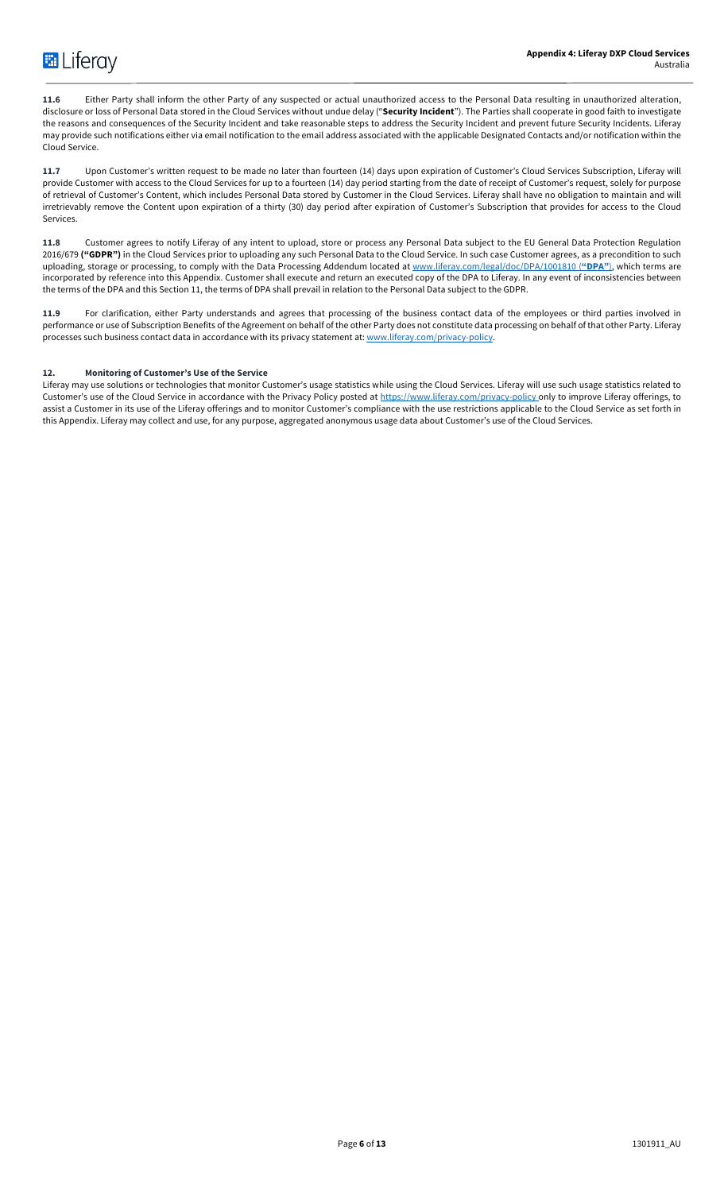**11.6** Either Party shall inform the other Party of any suspected or actual unauthorized access to the Personal Data resulting in unauthorized alteration, disclosure or loss of Personal Data stored in the Cloud Services without undue delay ("**Security Incident**"). The Parties shall cooperate in good faith to investigate the reasons and consequences of the Security Incident and take reasonable steps to address the Security Incident and prevent future Security Incidents. Liferay may provide such notifications either via email notification to the email address associated with the applicable Designated Contacts and/or notification within the Cloud Service.

**11.7** Upon Customer's written request to be made no later than fourteen (14) days upon expiration of Customer's Cloud Services Subscription, Liferay will provide Customer with access to the Cloud Services for up to a fourteen (14) day period starting from the date of receipt of Customer's request, solely for purpose of retrieval of Customer's Content, which includes Personal Data stored by Customer in the Cloud Services. Liferay shall have no obligation to maintain and will irretrievably remove the Content upon expiration of a thirty (30) day period after expiration of Customer's Subscription that provides for access to the Cloud Services.

**11.8** Customer agrees to notify Liferay of any intent to upload, store or process any Personal Data subject to the EU General Data Protection Regulation 2016/679 **("GDPR")** in the Cloud Services prior to uploading any such Personal Data to the Cloud Service. In such case Customer agrees, as a precondition to such uploading, storage or processing, to comply with the Data Processing Addendum located at [www.liferay.com/legal/doc/DPA/1001810](www.liferay.com/legal/doc/DPA/1001810) (**"DPA"**), which terms are incorporated by reference into this Appendix. Customer shall execute and return an executed copy of the DPA to Liferay. In any event of inconsistencies between the terms of the DPA and this Section 11, the terms of DPA shall prevail in relation to the Personal Data subject to the GDPR.

**11.9** For clarification, either Party understands and agrees that processing of the business contact data of the employees or third parties involved in performance or use of Subscription Benefits of the Agreement on behalf of the other Party does not constitute data processing on behalf of that other Party. Liferay processes such business contact data in accordance with its privacy statement at: [www.liferay.com/privacy-policy](www.liferay.com/privacy-policy).

### 12. Monitoring of Customer's Use of the Service

Liferay may use solutions or technologies that monitor Customer's usage statistics while using the Cloud Services. Liferay will use such usage statistics related to Customer's use of the Cloud Service in accordance with the Privacy Policy posted at [https://www.liferay.com/privacy-policy](https://www.liferay.com/privacy-policy) only to improve Liferay offerings, to assist a Customer in its use of the Liferay offerings and to monitor Customer's compliance with the use restrictions applicable to the Cloud Service as set forth in this Appendix. Liferay may collect and use, for any purpose, aggregated anonymous usage data about Customer's use of the Cloud Services.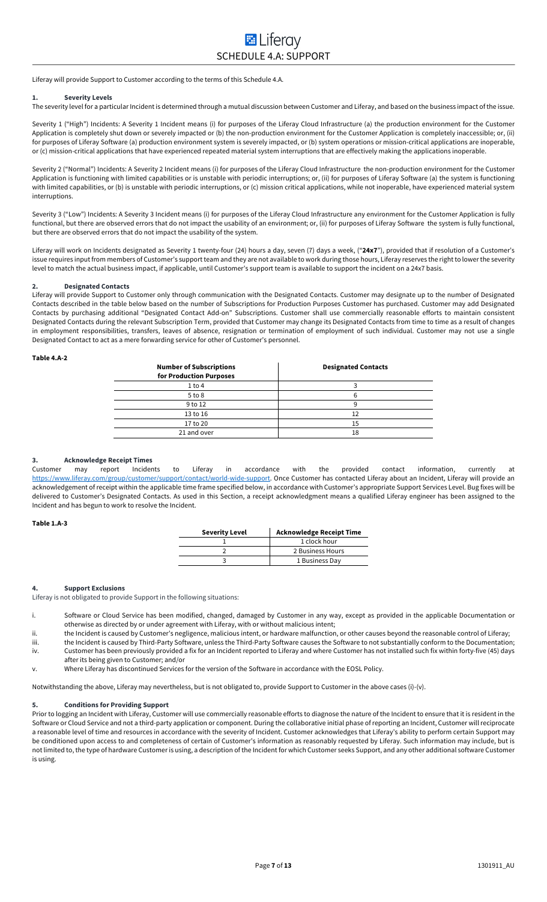# SCHEDULE 4.A: SUPPORT

Liferay will provide Support to Customer according to the terms of this Schedule 4.A.

## 1. Severity Levels

The severity level for a particular Incident is determined through a mutual discussion between Customer and Liferay, and based on the business impact of the issue.

Severity 1 ("High") Incidents: A Severity 1 Incident means (i) for purposes of the Liferay Cloud Infrastructure (a) the production environment for the Customer Application is completely shut down or severely impacted or (b) the non-production environment for the Customer Application is completely inaccessible; or, (ii) for purposes of Liferay Software (a) production environment system is severely impacted, or (b) system operations or mission-critical applications are inoperable, or (c) mission-critical applications that have experienced repeated material system interruptions that are effectively making the applications inoperable.

Severity 2 ("Normal") Incidents: A Severity 2 Incident means (i) for purposes of the Liferay Cloud Infrastructure the non-production environment for the Customer Application is functioning with limited capabilities or is unstable with periodic interruptions; or, (ii) for purposes of Liferay Software (a) the system is functioning with limited capabilities, or (b) is unstable with periodic interruptions, or (c) mission critical applications, while not inoperable, have experienced material system interruptions.

Severity 3 ("Low") Incidents: A Severity 3 Incident means (i) for purposes of the Liferay Cloud Infrastructure any environment for the Customer Application is fully functional, but there are observed errors that do not impact the usability of an environment; or, (ii) for purposes of Liferay Software the system is fully functional, but there are observed errors that do not impact the usability of the system.

Liferay will work on Incidents designated as Severity 1 twenty-four (24) hours a day, seven (7) days a week, ("**24x7**"), provided that if resolution of a Customer's issue requires input from members of Customer's support team and they are not available to work during those hours, Liferay reserves the right to lower the severity level to match the actual business impact, if applicable, until Customer's support team is available to support the incident on a 24x7 basis.

## 2. Designated Contacts

Liferay will provide Support to Customer only through communication with the Designated Contacts. Customer may designate up to the number of Designated Contacts described in the table below based on the number of Subscriptions for Production Purposes Customer has purchased. Customer may add Designated Contacts by purchasing additional "Designated Contact Add-on" Subscriptions. Customer shall use commercially reasonable efforts to maintain consistent Designated Contacts during the relevant Subscription Term, provided that Customer may change its Designated Contacts from time to time as a result of changes in employment responsibilities, transfers, leaves of absence, resignation or termination of employment of such individual. Customer may not use a single Designated Contact to act as a mere forwarding service for other of Customer's personnel.

**Table 4.A-2**

| Number of Subscriptions for Production Purposes | Designated Contacts |
|---|---|
| 1 to 4 | 3 |
| 5 to 8 | 6 |
| 9 to 12 | 9 |
| 13 to 16 | 12 |
| 17 to 20 | 15 |
| 21 and over | 18 |

## 3. Acknowledge Receipt Times

Customer may report Incidents to Liferay in accordance with the provided contact information, currently at https://www.liferay.com/group/customer/support/contact/world-wide-support. Once Customer has contacted Liferay about an Incident, Liferay will provide an acknowledgement of receipt within the applicable time frame specified below, in accordance with Customer's appropriate Support Services Level. Bug fixes will be delivered to Customer's Designated Contacts. As used in this Section, a receipt acknowledgment means a qualified Liferay engineer has been assigned to the Incident and has begun to work to resolve the Incident.

**Table 1.A-3**

| Severity Level | Acknowledge Receipt Time |
|---|---|
| 1 | 1 clock hour |
| 2 | 2 Business Hours |
| 3 | 1 Business Day |

## 4. Support Exclusions

Liferay is not obligated to provide Support in the following situations:

i. Software or Cloud Service has been modified, changed, damaged by Customer in any way, except as provided in the applicable Documentation or otherwise as directed by or under agreement with Liferay, with or without malicious intent;

ii. the Incident is caused by Customer's negligence, malicious intent, or hardware malfunction, or other causes beyond the reasonable control of Liferay;

iii. the Incident is caused by Third-Party Software, unless the Third-Party Software causes the Software to not substantially conform to the Documentation;

iv. Customer has been previously provided a fix for an Incident reported to Liferay and where Customer has not installed such fix within forty-five (45) days after its being given to Customer; and/or

v. Where Liferay has discontinued Services for the version of the Software in accordance with the EOSL Policy.

Notwithstanding the above, Liferay may nevertheless, but is not obligated to, provide Support to Customer in the above cases (i)-(v).

## 5. Conditions for Providing Support

Prior to logging an Incident with Liferay, Customer will use commercially reasonable efforts to diagnose the nature of the Incident to ensure that it is resident in the Software or Cloud Service and not a third-party application or component. During the collaborative initial phase of reporting an Incident, Customer will reciprocate a reasonable level of time and resources in accordance with the severity of Incident. Customer acknowledges that Liferay's ability to perform certain Support may be conditioned upon access to and completeness of certain of Customer's information as reasonably requested by Liferay. Such information may include, but is not limited to, the type of hardware Customer is using, a description of the Incident for which Customer seeks Support, and any other additional software Customer is using.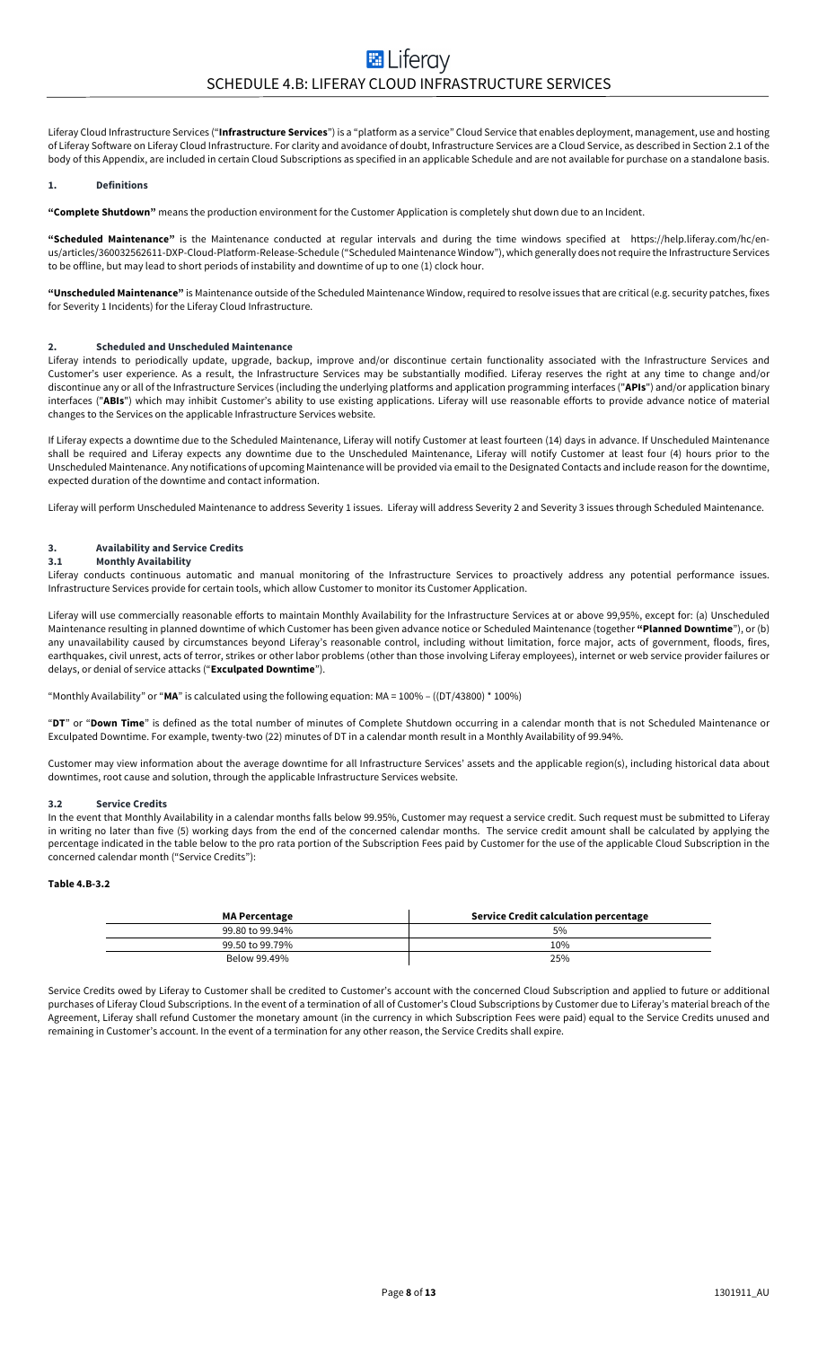# SCHEDULE 4.B: LIFERAY CLOUD INFRASTRUCTURE SERVICES

Liferay Cloud Infrastructure Services ("**Infrastructure Services**") is a "platform as a service" Cloud Service that enables deployment, management, use and hosting of Liferay Software on Liferay Cloud Infrastructure. For clarity and avoidance of doubt, Infrastructure Services are a Cloud Service, as described in Section 2.1 of the body of this Appendix, are included in certain Cloud Subscriptions as specified in an applicable Schedule and are not available for purchase on a standalone basis.

## 1. Definitions

**"Complete Shutdown"** means the production environment for the Customer Application is completely shut down due to an Incident.

**"Scheduled Maintenance"** is the Maintenance conducted at regular intervals and during the time windows specified at https://help.liferay.com/hc/en-us/articles/360032562611-DXP-Cloud-Platform-Release-Schedule ("Scheduled Maintenance Window"), which generally does not require the Infrastructure Services to be offline, but may lead to short periods of instability and downtime of up to one (1) clock hour.

**"Unscheduled Maintenance"** is Maintenance outside of the Scheduled Maintenance Window, required to resolve issues that are critical (e.g. security patches, fixes for Severity 1 Incidents) for the Liferay Cloud Infrastructure.

## 2. Scheduled and Unscheduled Maintenance

Liferay intends to periodically update, upgrade, backup, improve and/or discontinue certain functionality associated with the Infrastructure Services and Customer's user experience. As a result, the Infrastructure Services may be substantially modified. Liferay reserves the right at any time to change and/or discontinue any or all of the Infrastructure Services (including the underlying platforms and application programming interfaces ("**APIs**") and/or application binary interfaces ("**ABIs**") which may inhibit Customer's ability to use existing applications. Liferay will use reasonable efforts to provide advance notice of material changes to the Services on the applicable Infrastructure Services website.

If Liferay expects a downtime due to the Scheduled Maintenance, Liferay will notify Customer at least fourteen (14) days in advance. If Unscheduled Maintenance shall be required and Liferay expects any downtime due to the Unscheduled Maintenance, Liferay will notify Customer at least four (4) hours prior to the Unscheduled Maintenance. Any notifications of upcoming Maintenance will be provided via email to the Designated Contacts and include reason for the downtime, expected duration of the downtime and contact information.

Liferay will perform Unscheduled Maintenance to address Severity 1 issues. Liferay will address Severity 2 and Severity 3 issues through Scheduled Maintenance.

## 3. Availability and Service Credits

### 3.1 Monthly Availability

Liferay conducts continuous automatic and manual monitoring of the Infrastructure Services to proactively address any potential performance issues. Infrastructure Services provide for certain tools, which allow Customer to monitor its Customer Application.

Liferay will use commercially reasonable efforts to maintain Monthly Availability for the Infrastructure Services at or above 99,95%, except for: (a) Unscheduled Maintenance resulting in planned downtime of which Customer has been given advance notice or Scheduled Maintenance (together **"Planned Downtime"**), or (b) any unavailability caused by circumstances beyond Liferay's reasonable control, including without limitation, force major, acts of government, floods, fires, earthquakes, civil unrest, acts of terror, strikes or other labor problems (other than those involving Liferay employees), internet or web service provider failures or delays, or denial of service attacks ("**Exculpated Downtime**").

"Monthly Availability" or "**MA**" is calculated using the following equation: MA = 100% – ((DT/43800) * 100%)

"**DT**" or "**Down Time**" is defined as the total number of minutes of Complete Shutdown occurring in a calendar month that is not Scheduled Maintenance or Exculpated Downtime. For example, twenty-two (22) minutes of DT in a calendar month result in a Monthly Availability of 99.94%.

Customer may view information about the average downtime for all Infrastructure Services' assets and the applicable region(s), including historical data about downtimes, root cause and solution, through the applicable Infrastructure Services website.

### 3.2 Service Credits

In the event that Monthly Availability in a calendar months falls below 99.95%, Customer may request a service credit. Such request must be submitted to Liferay in writing no later than five (5) working days from the end of the concerned calendar months. The service credit amount shall be calculated by applying the percentage indicated in the table below to the pro rata portion of the Subscription Fees paid by Customer for the use of the applicable Cloud Subscription in the concerned calendar month ("Service Credits"):

**Table 4.B-3.2**

| MA Percentage | Service Credit calculation percentage |
|---|---|
| 99.80 to 99.94% | 5% |
| 99.50 to 99.79% | 10% |
| Below 99.49% | 25% |

Service Credits owed by Liferay to Customer shall be credited to Customer's account with the concerned Cloud Subscription and applied to future or additional purchases of Liferay Cloud Subscriptions. In the event of a termination of all of Customer's Cloud Subscriptions by Customer due to Liferay's material breach of the Agreement, Liferay shall refund Customer the monetary amount (in the currency in which Subscription Fees were paid) equal to the Service Credits unused and remaining in Customer's account. In the event of a termination for any other reason, the Service Credits shall expire.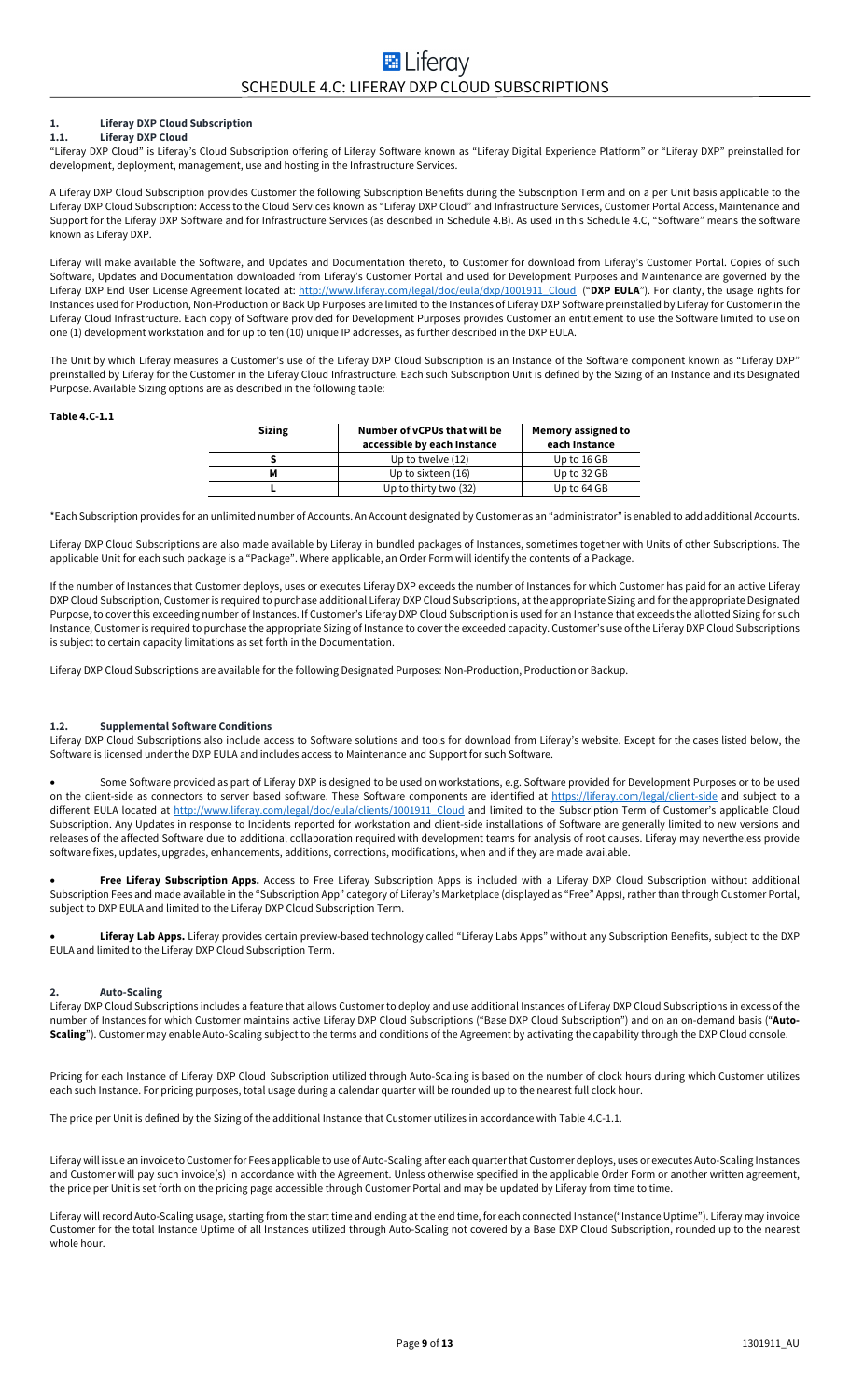# SCHEDULE 4.C: LIFERAY DXP CLOUD SUBSCRIPTIONS

## 1. Liferay DXP Cloud Subscription

### 1.1. Liferay DXP Cloud

"Liferay DXP Cloud" is Liferay's Cloud Subscription offering of Liferay Software known as "Liferay Digital Experience Platform" or "Liferay DXP" preinstalled for development, deployment, management, use and hosting in the Infrastructure Services.

A Liferay DXP Cloud Subscription provides Customer the following Subscription Benefits during the Subscription Term and on a per Unit basis applicable to the Liferay DXP Cloud Subscription: Access to the Cloud Services known as "Liferay DXP Cloud" and Infrastructure Services, Customer Portal Access, Maintenance and Support for the Liferay DXP Software and for Infrastructure Services (as described in Schedule 4.B). As used in this Schedule 4.C, "Software" means the software known as Liferay DXP.

Liferay will make available the Software, and Updates and Documentation thereto, to Customer for download from Liferay's Customer Portal. Copies of such Software, Updates and Documentation downloaded from Liferay's Customer Portal and used for Development Purposes and Maintenance are governed by the Liferay DXP End User License Agreement located at: http://www.liferay.com/legal/doc/eula/dxp/1001911_Cloud ("**DXP EULA**"). For clarity, the usage rights for Instances used for Production, Non-Production or Back Up Purposes are limited to the Instances of Liferay DXP Software preinstalled by Liferay for Customer in the Liferay Cloud Infrastructure. Each copy of Software provided for Development Purposes provides Customer an entitlement to use the Software limited to use on one (1) development workstation and for up to ten (10) unique IP addresses, as further described in the DXP EULA.

The Unit by which Liferay measures a Customer's use of the Liferay DXP Cloud Subscription is an Instance of the Software component known as "Liferay DXP" preinstalled by Liferay for the Customer in the Liferay Cloud Infrastructure. Each such Subscription Unit is defined by the Sizing of an Instance and its Designated Purpose. Available Sizing options are as described in the following table:

**Table 4.C-1.1**

| Sizing | Number of vCPUs that will be accessible by each Instance | Memory assigned to each Instance |
|---|---|---|
| S | Up to twelve (12) | Up to 16 GB |
| M | Up to sixteen (16) | Up to 32 GB |
| L | Up to thirty two (32) | Up to 64 GB |

*Each Subscription provides for an unlimited number of Accounts. An Account designated by Customer as an "administrator" is enabled to add additional Accounts.

Liferay DXP Cloud Subscriptions are also made available by Liferay in bundled packages of Instances, sometimes together with Units of other Subscriptions. The applicable Unit for each such package is a "Package". Where applicable, an Order Form will identify the contents of a Package.

If the number of Instances that Customer deploys, uses or executes Liferay DXP exceeds the number of Instances for which Customer has paid for an active Liferay DXP Cloud Subscription, Customer is required to purchase additional Liferay DXP Cloud Subscriptions, at the appropriate Sizing and for the appropriate Designated Purpose, to cover this exceeding number of Instances. If Customer's Liferay DXP Cloud Subscription is used for an Instance that exceeds the allotted Sizing for such Instance, Customer is required to purchase the appropriate Sizing of Instance to cover the exceeded capacity. Customer's use of the Liferay DXP Cloud Subscriptions is subject to certain capacity limitations as set forth in the Documentation.

Liferay DXP Cloud Subscriptions are available for the following Designated Purposes: Non-Production, Production or Backup.

### 1.2. Supplemental Software Conditions

Liferay DXP Cloud Subscriptions also include access to Software solutions and tools for download from Liferay's website. Except for the cases listed below, the Software is licensed under the DXP EULA and includes access to Maintenance and Support for such Software.

- Some Software provided as part of Liferay DXP is designed to be used on workstations, e.g. Software provided for Development Purposes or to be used on the client-side as connectors to server based software. These Software components are identified at https://liferay.com/legal/client-side and subject to a different EULA located at http://www.liferay.com/legal/doc/eula/clients/1001911_Cloud and limited to the Subscription Term of Customer's applicable Cloud Subscription. Any Updates in response to Incidents reported for workstation and client-side installations of Software are generally limited to new versions and releases of the affected Software due to additional collaboration required with development teams for analysis of root causes. Liferay may nevertheless provide software fixes, updates, upgrades, enhancements, additions, corrections, modifications, when and if they are made available.
- **Free Liferay Subscription Apps.** Access to Free Liferay Subscription Apps is included with a Liferay DXP Cloud Subscription without additional Subscription Fees and made available in the "Subscription App" category of Liferay's Marketplace (displayed as "Free" Apps), rather than through Customer Portal, subject to DXP EULA and limited to the Liferay DXP Cloud Subscription Term.
- **Liferay Lab Apps.** Liferay provides certain preview-based technology called "Liferay Labs Apps" without any Subscription Benefits, subject to the DXP EULA and limited to the Liferay DXP Cloud Subscription Term.

## 2. Auto-Scaling

Liferay DXP Cloud Subscriptions includes a feature that allows Customer to deploy and use additional Instances of Liferay DXP Cloud Subscriptions in excess of the number of Instances for which Customer maintains active Liferay DXP Cloud Subscriptions ("Base DXP Cloud Subscription") and on an on-demand basis ("**Auto-Scaling**"). Customer may enable Auto-Scaling subject to the terms and conditions of the Agreement by activating the capability through the DXP Cloud console.

Pricing for each Instance of Liferay DXP Cloud Subscription utilized through Auto-Scaling is based on the number of clock hours during which Customer utilizes each such Instance. For pricing purposes, total usage during a calendar quarter will be rounded up to the nearest full clock hour.

The price per Unit is defined by the Sizing of the additional Instance that Customer utilizes in accordance with Table 4.C-1.1.

Liferay will issue an invoice to Customer for Fees applicable to use of Auto-Scaling after each quarter that Customer deploys, uses or executes Auto-Scaling Instances and Customer will pay such invoice(s) in accordance with the Agreement. Unless otherwise specified in the applicable Order Form or another written agreement, the price per Unit is set forth on the pricing page accessible through Customer Portal and may be updated by Liferay from time to time.

Liferay will record Auto-Scaling usage, starting from the start time and ending at the end time, for each connected Instance("Instance Uptime"). Liferay may invoice Customer for the total Instance Uptime of all Instances utilized through Auto-Scaling not covered by a Base DXP Cloud Subscription, rounded up to the nearest whole hour.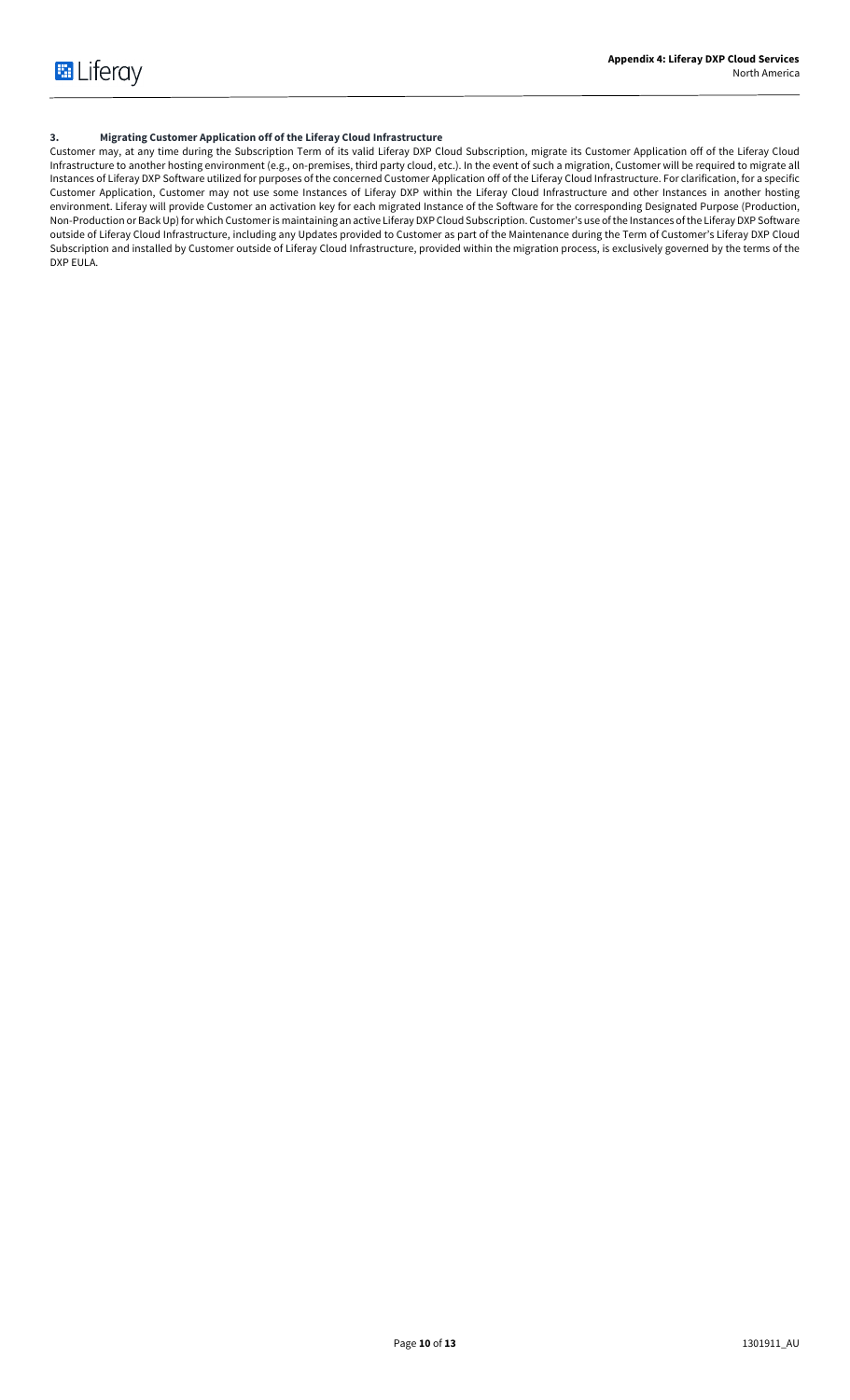### 3. Migrating Customer Application off of the Liferay Cloud Infrastructure

Customer may, at any time during the Subscription Term of its valid Liferay DXP Cloud Subscription, migrate its Customer Application off of the Liferay Cloud Infrastructure to another hosting environment (e.g., on-premises, third party cloud, etc.). In the event of such a migration, Customer will be required to migrate all Instances of Liferay DXP Software utilized for purposes of the concerned Customer Application off of the Liferay Cloud Infrastructure. For clarification, for a specific Customer Application, Customer may not use some Instances of Liferay DXP within the Liferay Cloud Infrastructure and other Instances in another hosting environment. Liferay will provide Customer an activation key for each migrated Instance of the Software for the corresponding Designated Purpose (Production, Non-Production or Back Up) for which Customer is maintaining an active Liferay DXP Cloud Subscription. Customer's use of the Instances of the Liferay DXP Software outside of Liferay Cloud Infrastructure, including any Updates provided to Customer as part of the Maintenance during the Term of Customer's Liferay DXP Cloud Subscription and installed by Customer outside of Liferay Cloud Infrastructure, provided within the migration process, is exclusively governed by the terms of the DXP EULA.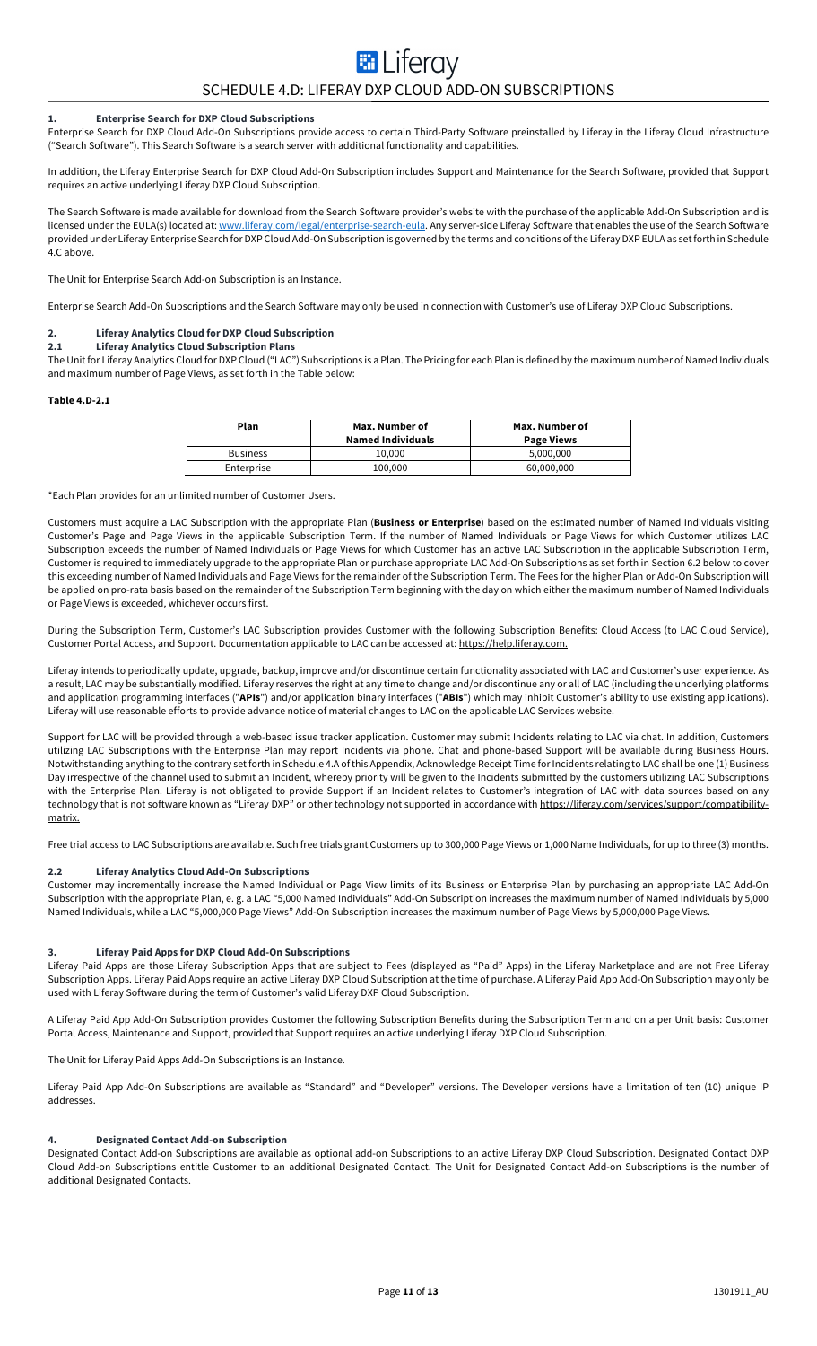# SCHEDULE 4.D: LIFERAY DXP CLOUD ADD-ON SUBSCRIPTIONS

## 1. Enterprise Search for DXP Cloud Subscriptions

Enterprise Search for DXP Cloud Add-On Subscriptions provide access to certain Third-Party Software preinstalled by Liferay in the Liferay Cloud Infrastructure ("Search Software"). This Search Software is a search server with additional functionality and capabilities.

In addition, the Liferay Enterprise Search for DXP Cloud Add-On Subscription includes Support and Maintenance for the Search Software, provided that Support requires an active underlying Liferay DXP Cloud Subscription.

The Search Software is made available for download from the Search Software provider's website with the purchase of the applicable Add-On Subscription and is licensed under the EULA(s) located at: www.liferay.com/legal/enterprise-search-eula. Any server-side Liferay Software that enables the use of the Search Software provided under Liferay Enterprise Search for DXP Cloud Add-On Subscription is governed by the terms and conditions of the Liferay DXP EULA as set forth in Schedule 4.C above.

The Unit for Enterprise Search Add-on Subscription is an Instance.

Enterprise Search Add-On Subscriptions and the Search Software may only be used in connection with Customer's use of Liferay DXP Cloud Subscriptions.

## 2. Liferay Analytics Cloud for DXP Cloud Subscription

### 2.1 Liferay Analytics Cloud Subscription Plans

The Unit for Liferay Analytics Cloud for DXP Cloud ("LAC") Subscriptions is a Plan. The Pricing for each Plan is defined by the maximum number of Named Individuals and maximum number of Page Views, as set forth in the Table below:

**Table 4.D-2.1**

| Plan | Max. Number of Named Individuals | Max. Number of Page Views |
|---|---|---|
| Business | 10,000 | 5,000,000 |
| Enterprise | 100,000 | 60,000,000 |

*Each Plan provides for an unlimited number of Customer Users.

Customers must acquire a LAC Subscription with the appropriate Plan (**Business or Enterprise**) based on the estimated number of Named Individuals visiting Customer's Page and Page Views in the applicable Subscription Term. If the number of Named Individuals or Page Views for which Customer utilizes LAC Subscription exceeds the number of Named Individuals or Page Views for which Customer has an active LAC Subscription in the applicable Subscription Term, Customer is required to immediately upgrade to the appropriate Plan or purchase appropriate LAC Add-On Subscriptions as set forth in Section 6.2 below to cover this exceeding number of Named Individuals and Page Views for the remainder of the Subscription Term. The Fees for the higher Plan or Add-On Subscription will be applied on pro-rata basis based on the remainder of the Subscription Term beginning with the day on which either the maximum number of Named Individuals or Page Views is exceeded, whichever occurs first.

During the Subscription Term, Customer's LAC Subscription provides Customer with the following Subscription Benefits: Cloud Access (to LAC Cloud Service), Customer Portal Access, and Support. Documentation applicable to LAC can be accessed at: https://help.liferay.com.

Liferay intends to periodically update, upgrade, backup, improve and/or discontinue certain functionality associated with LAC and Customer's user experience. As a result, LAC may be substantially modified. Liferay reserves the right at any time to change and/or discontinue any or all of LAC (including the underlying platforms and application programming interfaces ("**APIs**") and/or application binary interfaces ("**ABIs**") which may inhibit Customer's ability to use existing applications). Liferay will use reasonable efforts to provide advance notice of material changes to LAC on the applicable LAC Services website.

Support for LAC will be provided through a web-based issue tracker application. Customer may submit Incidents relating to LAC via chat. In addition, Customers utilizing LAC Subscriptions with the Enterprise Plan may report Incidents via phone. Chat and phone-based Support will be available during Business Hours. Notwithstanding anything to the contrary set forth in Schedule 4.A of this Appendix, Acknowledge Receipt Time for Incidents relating to LAC shall be one (1) Business Day irrespective of the channel used to submit an Incident, whereby priority will be given to the Incidents submitted by the customers utilizing LAC Subscriptions with the Enterprise Plan. Liferay is not obligated to provide Support if an Incident relates to Customer's integration of LAC with data sources based on any technology that is not software known as "Liferay DXP" or other technology not supported in accordance with https://liferay.com/services/support/compatibility-matrix.

Free trial access to LAC Subscriptions are available. Such free trials grant Customers up to 300,000 Page Views or 1,000 Name Individuals, for up to three (3) months.

### 2.2 Liferay Analytics Cloud Add-On Subscriptions

Customer may incrementally increase the Named Individual or Page View limits of its Business or Enterprise Plan by purchasing an appropriate LAC Add-On Subscription with the appropriate Plan, e. g. a LAC "5,000 Named Individuals" Add-On Subscription increases the maximum number of Named Individuals by 5,000 Named Individuals, while a LAC "5,000,000 Page Views" Add-On Subscription increases the maximum number of Page Views by 5,000,000 Page Views.

## 3. Liferay Paid Apps for DXP Cloud Add-On Subscriptions

Liferay Paid Apps are those Liferay Subscription Apps that are subject to Fees (displayed as "Paid" Apps) in the Liferay Marketplace and are not Free Liferay Subscription Apps. Liferay Paid Apps require an active Liferay DXP Cloud Subscription at the time of purchase. A Liferay Paid App Add-On Subscription may only be used with Liferay Software during the term of Customer's valid Liferay DXP Cloud Subscription.

A Liferay Paid App Add-On Subscription provides Customer the following Subscription Benefits during the Subscription Term and on a per Unit basis: Customer Portal Access, Maintenance and Support, provided that Support requires an active underlying Liferay DXP Cloud Subscription.

The Unit for Liferay Paid Apps Add-On Subscriptions is an Instance.

Liferay Paid App Add-On Subscriptions are available as "Standard" and "Developer" versions. The Developer versions have a limitation of ten (10) unique IP addresses.

## 4. Designated Contact Add-on Subscription

Designated Contact Add-on Subscriptions are available as optional add-on Subscriptions to an active Liferay DXP Cloud Subscription. Designated Contact DXP Cloud Add-on Subscriptions entitle Customer to an additional Designated Contact. The Unit for Designated Contact Add-on Subscriptions is the number of additional Designated Contacts.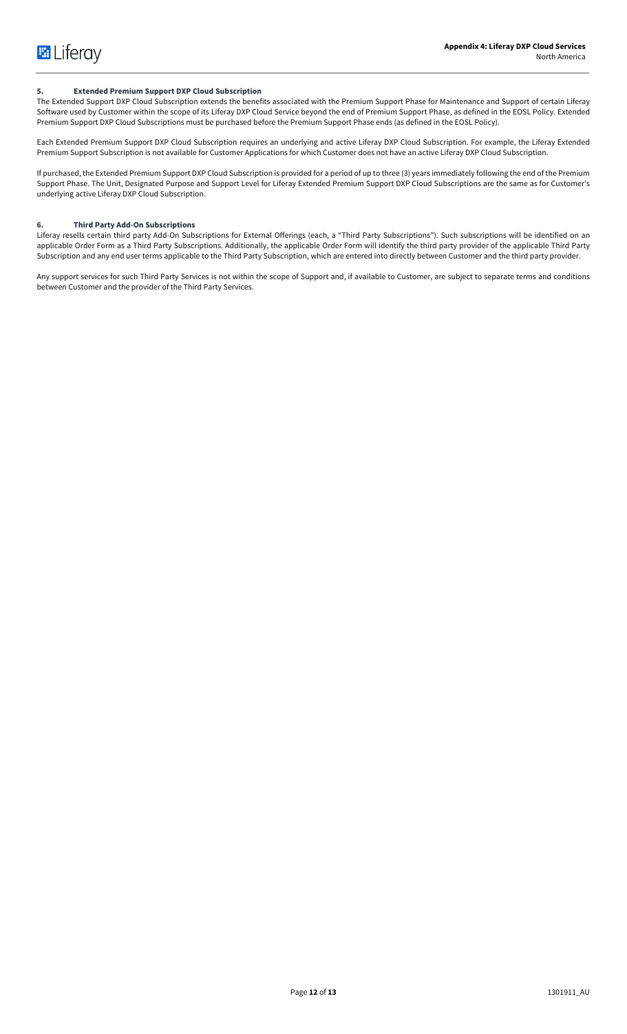### 5. Extended Premium Support DXP Cloud Subscription

The Extended Support DXP Cloud Subscription extends the benefits associated with the Premium Support Phase for Maintenance and Support of certain Liferay Software used by Customer within the scope of its Liferay DXP Cloud Service beyond the end of Premium Support Phase, as defined in the EOSL Policy. Extended Premium Support DXP Cloud Subscriptions must be purchased before the Premium Support Phase ends (as defined in the EOSL Policy).

Each Extended Premium Support DXP Cloud Subscription requires an underlying and active Liferay DXP Cloud Subscription. For example, the Liferay Extended Premium Support Subscription is not available for Customer Applications for which Customer does not have an active Liferay DXP Cloud Subscription.

If purchased, the Extended Premium Support DXP Cloud Subscription is provided for a period of up to three (3) years immediately following the end of the Premium Support Phase. The Unit, Designated Purpose and Support Level for Liferay Extended Premium Support DXP Cloud Subscriptions are the same as for Customer's underlying active Liferay DXP Cloud Subscription.

### 6. Third Party Add-On Subscriptions

Liferay resells certain third party Add-On Subscriptions for External Offerings (each, a "Third Party Subscriptions"). Such subscriptions will be identified on an applicable Order Form as a Third Party Subscriptions. Additionally, the applicable Order Form will identify the third party provider of the applicable Third Party Subscription and any end user terms applicable to the Third Party Subscription, which are entered into directly between Customer and the third party provider.

Any support services for such Third Party Services is not within the scope of Support and, if available to Customer, are subject to separate terms and conditions between Customer and the provider of the Third Party Services.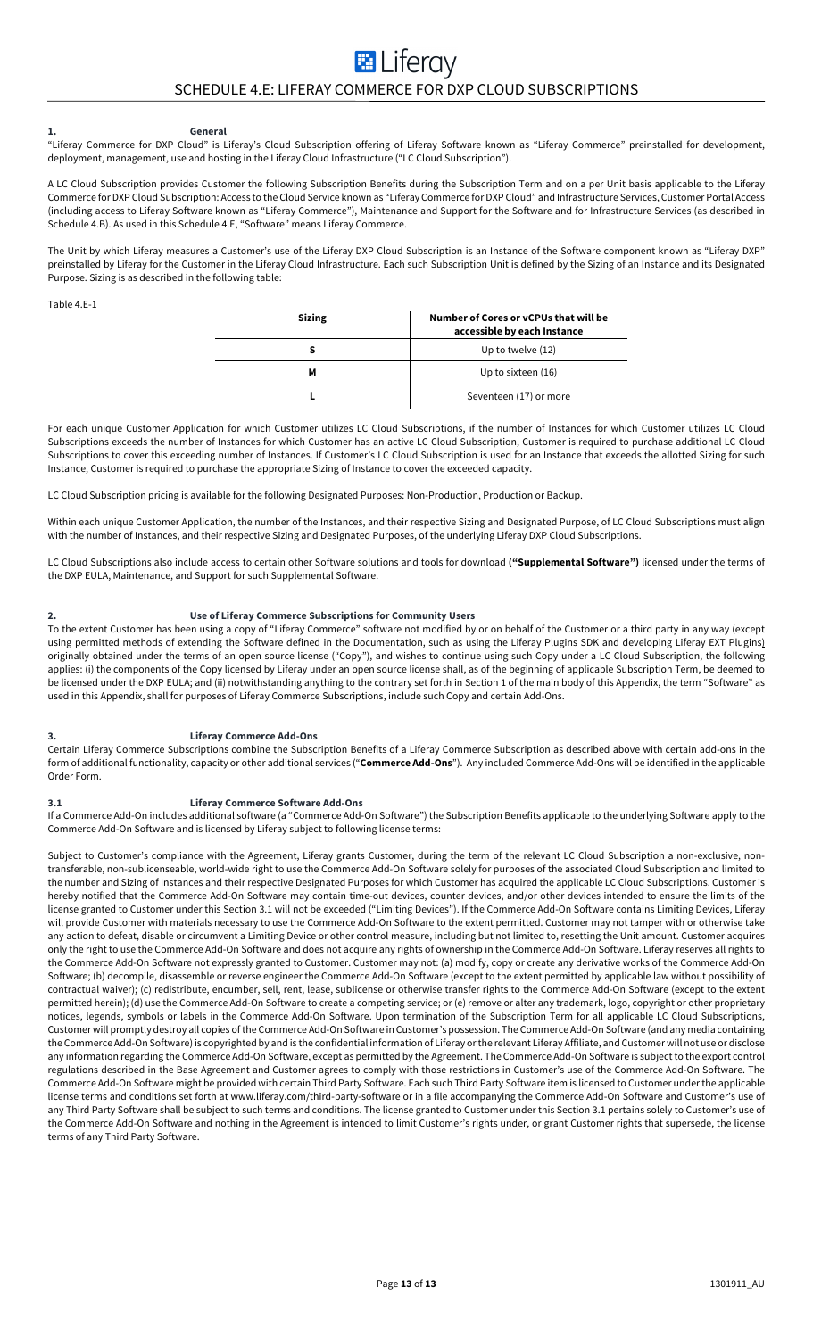# SCHEDULE 4.E: LIFERAY COMMERCE FOR DXP CLOUD SUBSCRIPTIONS

## 1. General

"Liferay Commerce for DXP Cloud" is Liferay's Cloud Subscription offering of Liferay Software known as "Liferay Commerce" preinstalled for development, deployment, management, use and hosting in the Liferay Cloud Infrastructure ("LC Cloud Subscription").

A LC Cloud Subscription provides Customer the following Subscription Benefits during the Subscription Term and on a per Unit basis applicable to the Liferay Commerce for DXP Cloud Subscription: Access to the Cloud Service known as "Liferay Commerce for DXP Cloud" and Infrastructure Services, Customer Portal Access (including access to Liferay Software known as "Liferay Commerce"), Maintenance and Support for the Software and for Infrastructure Services (as described in Schedule 4.B). As used in this Schedule 4.E, "Software" means Liferay Commerce.

The Unit by which Liferay measures a Customer's use of the Liferay DXP Cloud Subscription is an Instance of the Software component known as "Liferay DXP" preinstalled by Liferay for the Customer in the Liferay Cloud Infrastructure. Each such Subscription Unit is defined by the Sizing of an Instance and its Designated Purpose. Sizing is as described in the following table:

Table 4.E-1

| Sizing | Number of Cores or vCPUs that will be accessible by each Instance |
|---|---|
| S | Up to twelve (12) |
| M | Up to sixteen (16) |
| L | Seventeen (17) or more |

For each unique Customer Application for which Customer utilizes LC Cloud Subscriptions, if the number of Instances for which Customer utilizes LC Cloud Subscriptions exceeds the number of Instances for which Customer has an active LC Cloud Subscription, Customer is required to purchase additional LC Cloud Subscriptions to cover this exceeding number of Instances. If Customer's LC Cloud Subscription is used for an Instance that exceeds the allotted Sizing for such Instance, Customer is required to purchase the appropriate Sizing of Instance to cover the exceeded capacity.

LC Cloud Subscription pricing is available for the following Designated Purposes: Non-Production, Production or Backup.

Within each unique Customer Application, the number of the Instances, and their respective Sizing and Designated Purpose, of LC Cloud Subscriptions must align with the number of Instances, and their respective Sizing and Designated Purposes, of the underlying Liferay DXP Cloud Subscriptions.

LC Cloud Subscriptions also include access to certain other Software solutions and tools for download **("Supplemental Software")** licensed under the terms of the DXP EULA, Maintenance, and Support for such Supplemental Software.

## 2. Use of Liferay Commerce Subscriptions for Community Users

To the extent Customer has been using a copy of "Liferay Commerce" software not modified by or on behalf of the Customer or a third party in any way (except using permitted methods of extending the Software defined in the Documentation, such as using the Liferay Plugins SDK and developing Liferay EXT Plugins) originally obtained under the terms of an open source license ("Copy"), and wishes to continue using such Copy under a LC Cloud Subscription, the following applies: (i) the components of the Copy licensed by Liferay under an open source license shall, as of the beginning of applicable Subscription Term, be deemed to be licensed under the DXP EULA; and (ii) notwithstanding anything to the contrary set forth in Section 1 of the main body of this Appendix, the term "Software" as used in this Appendix, shall for purposes of Liferay Commerce Subscriptions, include such Copy and certain Add-Ons.

## 3. Liferay Commerce Add-Ons

Certain Liferay Commerce Subscriptions combine the Subscription Benefits of a Liferay Commerce Subscription as described above with certain add-ons in the form of additional functionality, capacity or other additional services ("**Commerce Add-Ons**"). Any included Commerce Add-Ons will be identified in the applicable Order Form.

### 3.1 Liferay Commerce Software Add-Ons

If a Commerce Add-On includes additional software (a "Commerce Add-On Software") the Subscription Benefits applicable to the underlying Software apply to the Commerce Add-On Software and is licensed by Liferay subject to following license terms:

Subject to Customer's compliance with the Agreement, Liferay grants Customer, during the term of the relevant LC Cloud Subscription a non-exclusive, non-transferable, non-sublicenseable, world-wide right to use the Commerce Add-On Software solely for purposes of the associated Cloud Subscription and limited to the number and Sizing of Instances and their respective Designated Purposes for which Customer has acquired the applicable LC Cloud Subscriptions. Customer is hereby notified that the Commerce Add-On Software may contain time-out devices, counter devices, and/or other devices intended to ensure the limits of the license granted to Customer under this Section 3.1 will not be exceeded ("Limiting Devices"). If the Commerce Add-On Software contains Limiting Devices, Liferay will provide Customer with materials necessary to use the Commerce Add-On Software to the extent permitted. Customer may not tamper with or otherwise take any action to defeat, disable or circumvent a Limiting Device or other control measure, including but not limited to, resetting the Unit amount. Customer acquires only the right to use the Commerce Add-On Software and does not acquire any rights of ownership in the Commerce Add-On Software. Liferay reserves all rights to the Commerce Add-On Software not expressly granted to Customer. Customer may not: (a) modify, copy or create any derivative works of the Commerce Add-On Software; (b) decompile, disassemble or reverse engineer the Commerce Add-On Software (except to the extent permitted by applicable law without possibility of contractual waiver); (c) redistribute, encumber, sell, rent, lease, sublicense or otherwise transfer rights to the Commerce Add-On Software (except to the extent permitted herein); (d) use the Commerce Add-On Software to create a competing service; or (e) remove or alter any trademark, logo, copyright or other proprietary notices, legends, symbols or labels in the Commerce Add-On Software. Upon termination of the Subscription Term for all applicable LC Cloud Subscriptions, Customer will promptly destroy all copies of the Commerce Add-On Software in Customer's possession. The Commerce Add-On Software (and any media containing the Commerce Add-On Software) is copyrighted by and is the confidential information of Liferay or the relevant Liferay Affiliate, and Customer will not use or disclose any information regarding the Commerce Add-On Software, except as permitted by the Agreement. The Commerce Add-On Software is subject to the export control regulations described in the Base Agreement and Customer agrees to comply with those restrictions in Customer's use of the Commerce Add-On Software. The Commerce Add-On Software might be provided with certain Third Party Software. Each such Third Party Software item is licensed to Customer under the applicable license terms and conditions set forth at www.liferay.com/third-party-software or in a file accompanying the Commerce Add-On Software and Customer's use of any Third Party Software shall be subject to such terms and conditions. The license granted to Customer under this Section 3.1 pertains solely to Customer's use of the Commerce Add-On Software and nothing in the Agreement is intended to limit Customer's rights under, or grant Customer rights that supersede, the license terms of any Third Party Software.